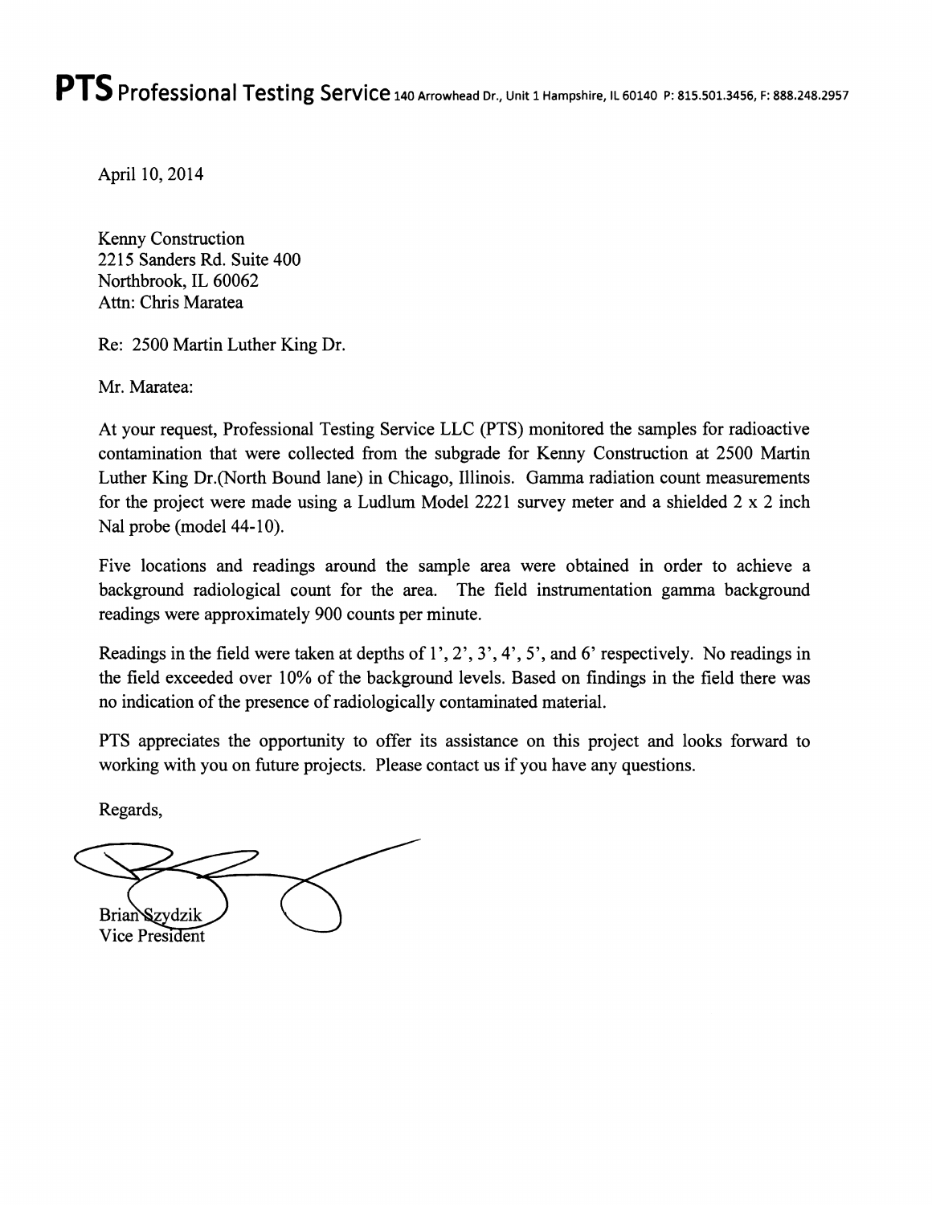**PTS** Professional Testing Service 140 Arrowhead Dr., Unit 1 Hampshire, IL 60140 P: 815.501.3456, F: 888.248.2957

April 10, 2014

Kenny Construction
2215 Sanders Rd. Suite 400
Northbrook, IL 60062
Attn: Chris Maratea

Re: 2500 Martin Luther King Dr.

Mr. Maratea:

At your request, Professional Testing Service LLC (PTS) monitored the samples for radioactive contamination that were collected from the subgrade for Kenny Construction at 2500 Martin Luther King Dr.(North Bound lane) in Chicago, Illinois. Gamma radiation count measurements for the project were made using a Ludlum Model 2221 survey meter and a shielded 2 x 2 inch NaI probe (model 44-10).

Five locations and readings around the sample area were obtained in order to achieve a background radiological count for the area. The field instrumentation gamma background readings were approximately 900 counts per minute.

Readings in the field were taken at depths of 1', 2', 3', 4', 5', and 6' respectively. No readings in the field exceeded over 10% of the background levels. Based on findings in the field there was no indication of the presence of radiologically contaminated material.

PTS appreciates the opportunity to offer its assistance on this project and looks forward to working with you on future projects. Please contact us if you have any questions.

Regards,

Brian Szydzik
Vice President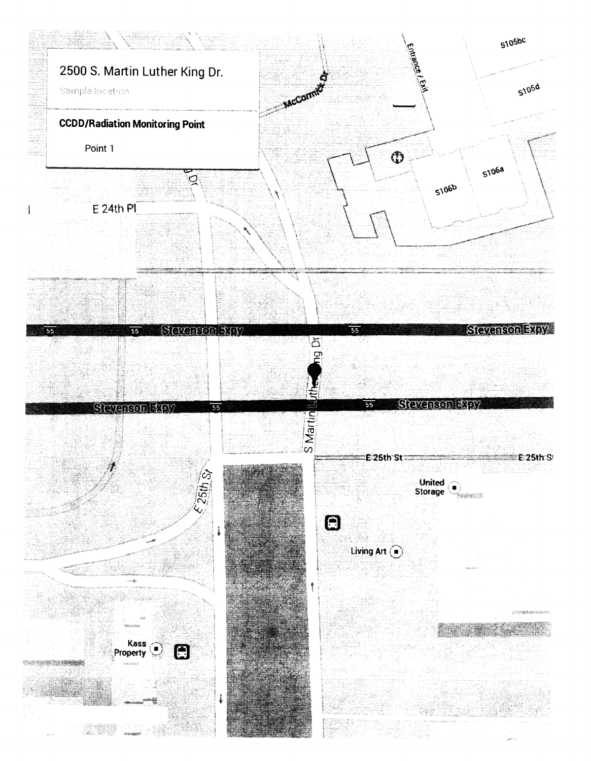2500 S. Martin Luther King Dr.

Sample location

**CCDD/Radiation Monitoring Point**

Point 1

McCormick Dr

Entrance / Exit

S105bc

S105d

S106a

S106b

E 24th Pl

55

Stevenson Expy

S Martin Luther King Dr

E 25th St

E 25th St

United Storage

Living Art

Kass Property